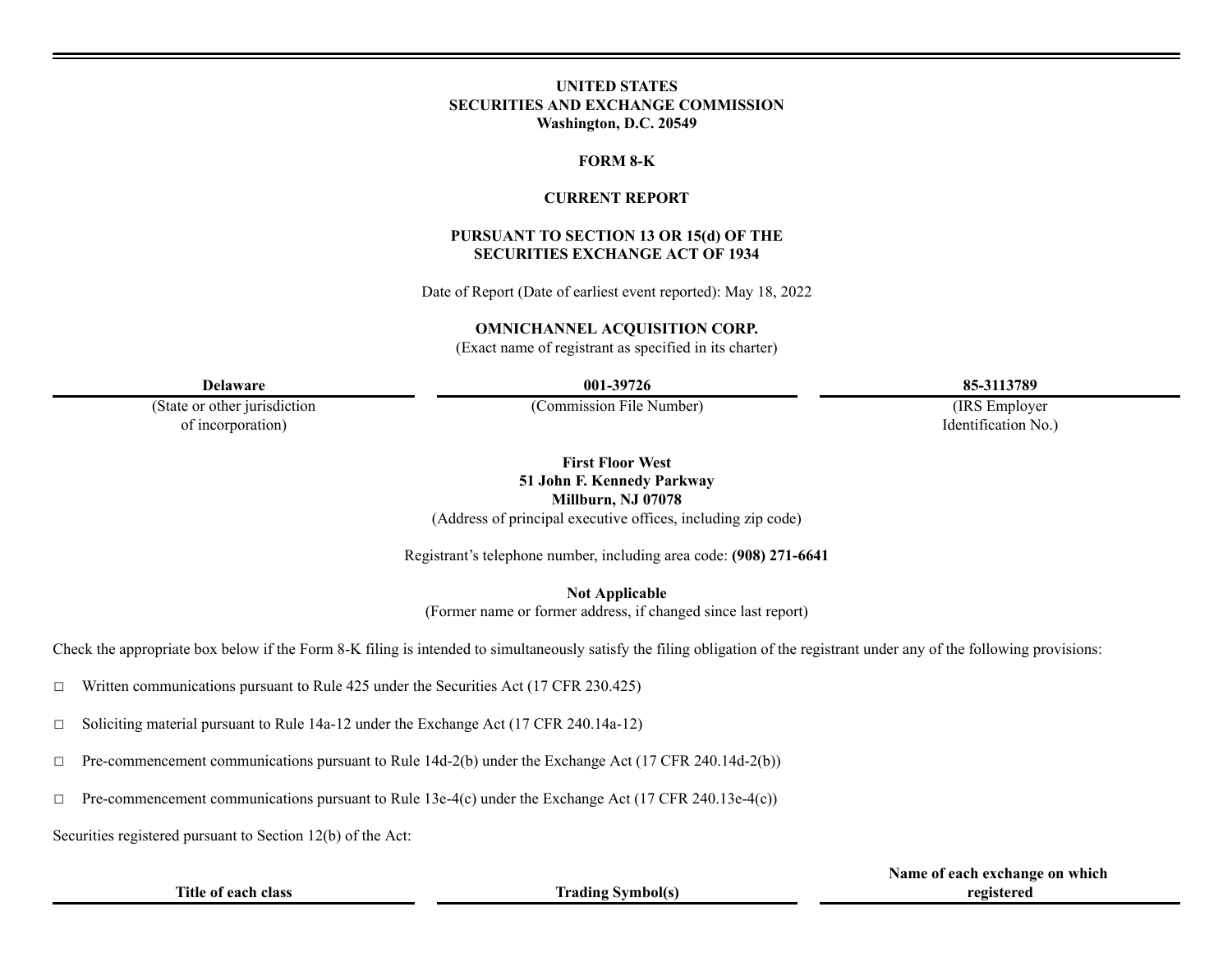**UNITED STATES**
**SECURITIES AND EXCHANGE COMMISSION**
**Washington, D.C. 20549**

**FORM 8-K**

**CURRENT REPORT**

**PURSUANT TO SECTION 13 OR 15(d) OF THE**
**SECURITIES EXCHANGE ACT OF 1934**

Date of Report (Date of earliest event reported): May 18, 2022

**OMNICHANNEL ACQUISITION CORP.**
(Exact name of registrant as specified in its charter)

| **Delaware** | **001-39726** | **85-3113789** |
|---|---|---|
| (State or other jurisdiction of incorporation) | (Commission File Number) | (IRS Employer Identification No.) |

**First Floor West**
**51 John F. Kennedy Parkway**
**Millburn, NJ 07078**
(Address of principal executive offices, including zip code)

Registrant's telephone number, including area code: **(908) 271-6641**

**Not Applicable**
(Former name or former address, if changed since last report)

Check the appropriate box below if the Form 8-K filing is intended to simultaneously satisfy the filing obligation of the registrant under any of the following provisions:

☐ Written communications pursuant to Rule 425 under the Securities Act (17 CFR 230.425)

☐ Soliciting material pursuant to Rule 14a-12 under the Exchange Act (17 CFR 240.14a-12)

☐ Pre-commencement communications pursuant to Rule 14d-2(b) under the Exchange Act (17 CFR 240.14d-2(b))

☐ Pre-commencement communications pursuant to Rule 13e-4(c) under the Exchange Act (17 CFR 240.13e-4(c))

Securities registered pursuant to Section 12(b) of the Act:

| **Title of each class** | **Trading Symbol(s)** | **Name of each exchange on which registered** |
|---|---|---|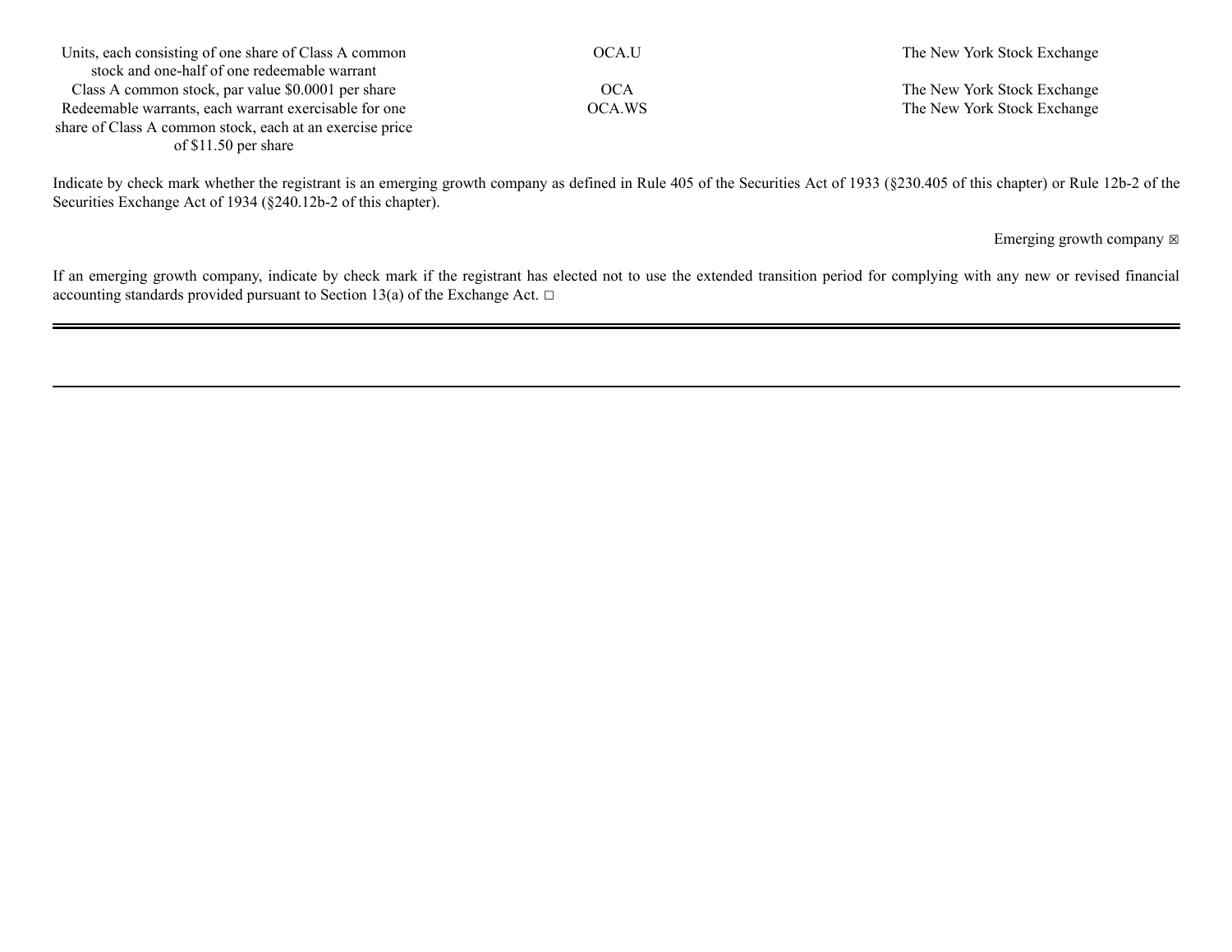| | | |
|---|---|---|
| Units, each consisting of one share of Class A common stock and one-half of one redeemable warrant | OCA.U | The New York Stock Exchange |
| Class A common stock, par value $0.0001 per share | OCA | The New York Stock Exchange |
| Redeemable warrants, each warrant exercisable for one share of Class A common stock, each at an exercise price of $11.50 per share | OCA.WS | The New York Stock Exchange |

Indicate by check mark whether the registrant is an emerging growth company as defined in Rule 405 of the Securities Act of 1933 (§230.405 of this chapter) or Rule 12b-2 of the Securities Exchange Act of 1934 (§240.12b-2 of this chapter).

Emerging growth company ☒

If an emerging growth company, indicate by check mark if the registrant has elected not to use the extended transition period for complying with any new or revised financial accounting standards provided pursuant to Section 13(a) of the Exchange Act. ☐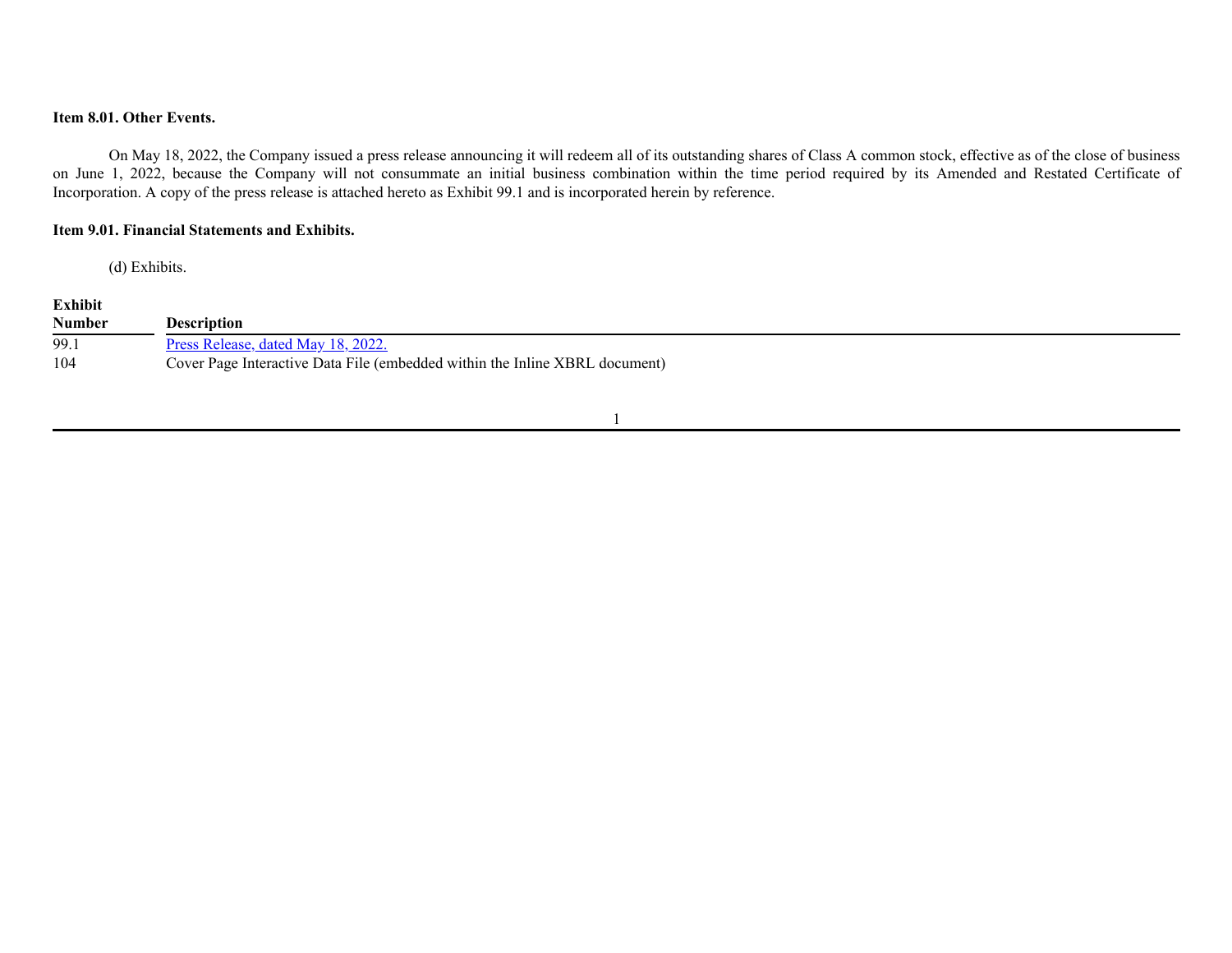**Item 8.01. Other Events.**

On May 18, 2022, the Company issued a press release announcing it will redeem all of its outstanding shares of Class A common stock, effective as of the close of business on June 1, 2022, because the Company will not consummate an initial business combination within the time period required by its Amended and Restated Certificate of Incorporation. A copy of the press release is attached hereto as Exhibit 99.1 and is incorporated herein by reference.

**Item 9.01. Financial Statements and Exhibits.**

(d) Exhibits.

| Exhibit Number | Description |
|---|---|
| 99.1 | Press Release, dated May 18, 2022. |
| 104 | Cover Page Interactive Data File (embedded within the Inline XBRL document) |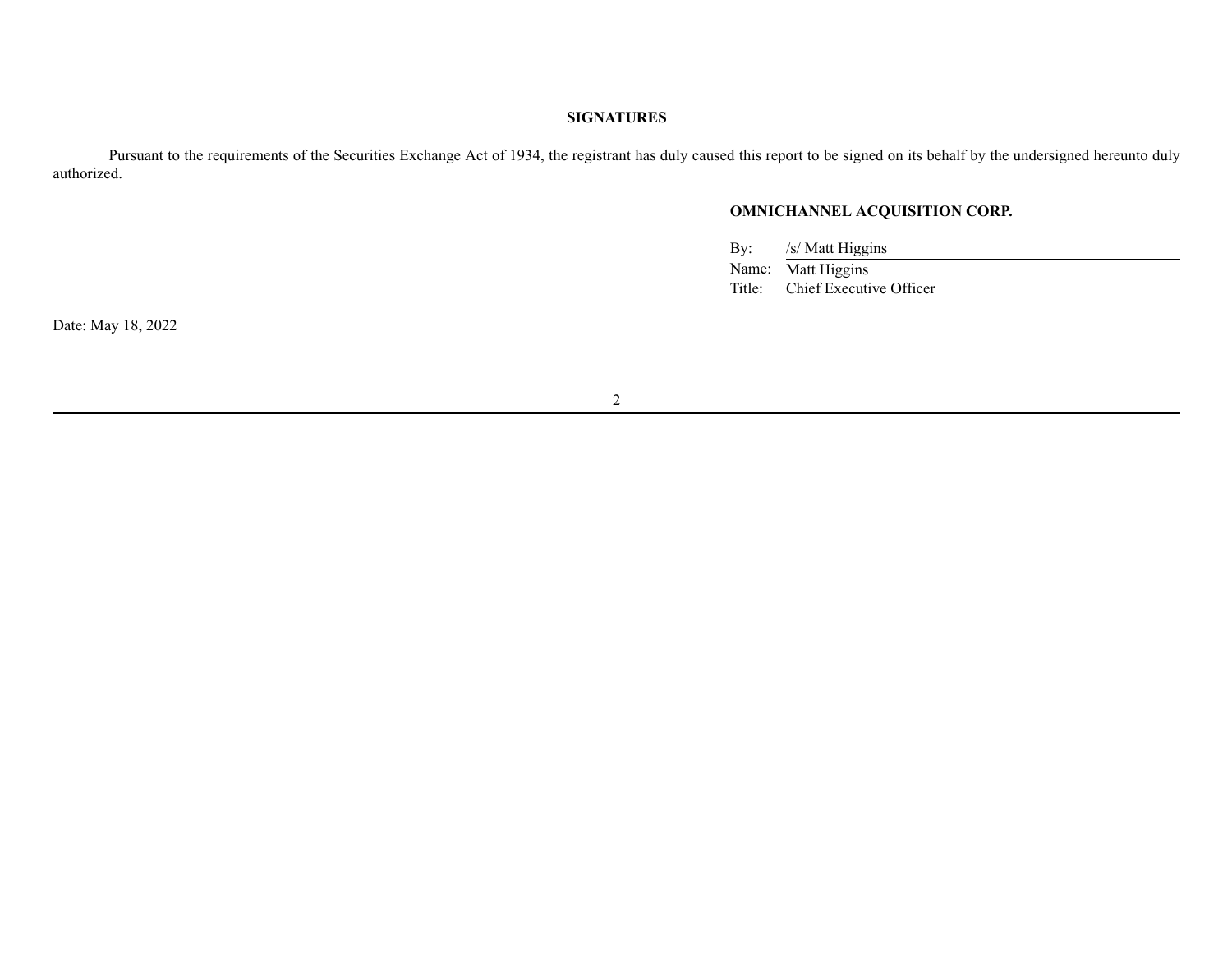## SIGNATURES

Pursuant to the requirements of the Securities Exchange Act of 1934, the registrant has duly caused this report to be signed on its behalf by the undersigned hereunto duly authorized.

**OMNICHANNEL ACQUISITION CORP.**

| | |
|---|---|
| By: | /s/ Matt Higgins |
| Name: | Matt Higgins |
| Title: | Chief Executive Officer |

Date: May 18, 2022